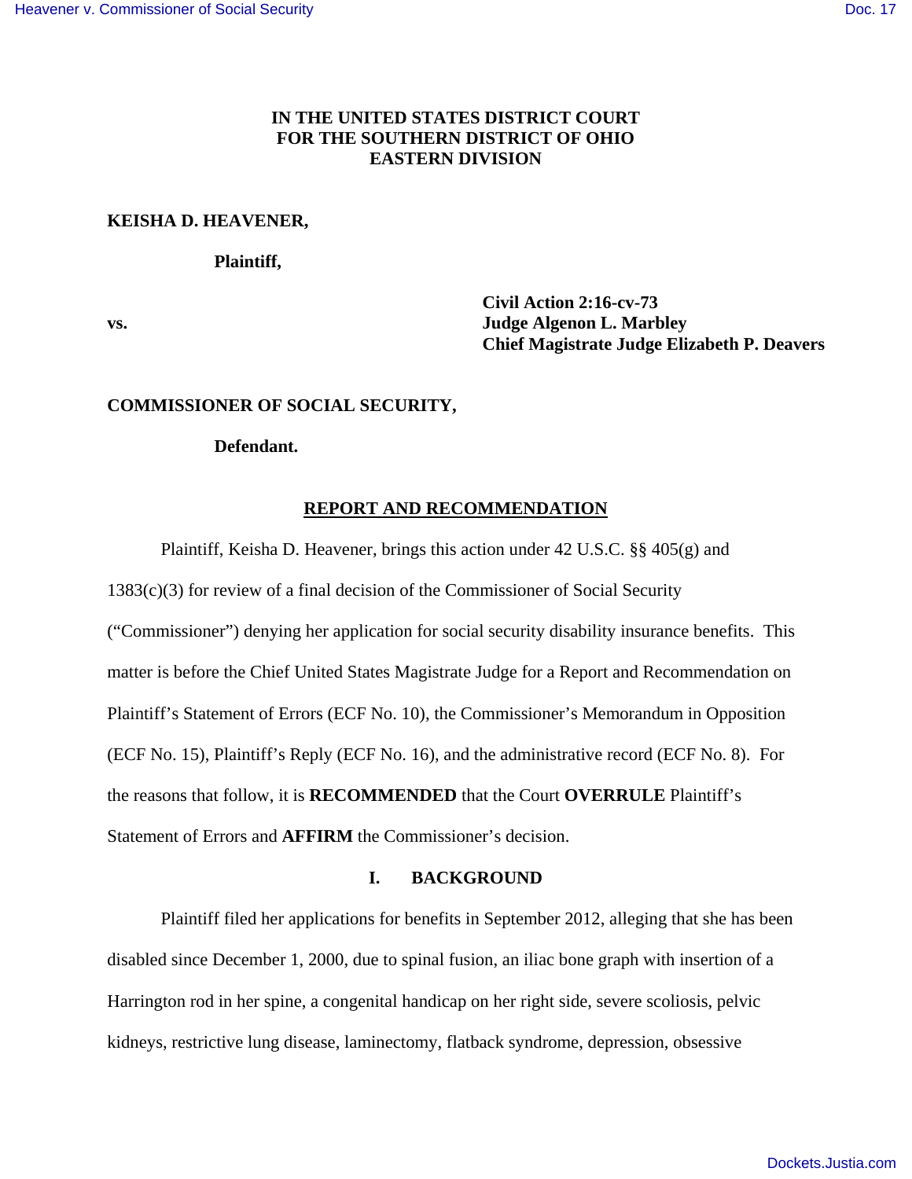IN THE UNITED STATES DISTRICT COURT
FOR THE SOUTHERN DISTRICT OF OHIO
EASTERN DIVISION

**KEISHA D. HEAVENER,**

**Plaintiff,**

**vs.**

**Civil Action 2:16-cv-73**
**Judge Algenon L. Marbley**
**Chief Magistrate Judge Elizabeth P. Deavers**

**COMMISSIONER OF SOCIAL SECURITY,**

**Defendant.**

## REPORT AND RECOMMENDATION

Plaintiff, Keisha D. Heavener, brings this action under 42 U.S.C. §§ 405(g) and 1383(c)(3) for review of a final decision of the Commissioner of Social Security ("Commissioner") denying her application for social security disability insurance benefits. This matter is before the Chief United States Magistrate Judge for a Report and Recommendation on Plaintiff's Statement of Errors (ECF No. 10), the Commissioner's Memorandum in Opposition (ECF No. 15), Plaintiff's Reply (ECF No. 16), and the administrative record (ECF No. 8). For the reasons that follow, it is **RECOMMENDED** that the Court **OVERRULE** Plaintiff's Statement of Errors and **AFFIRM** the Commissioner's decision.

## I. BACKGROUND

Plaintiff filed her applications for benefits in September 2012, alleging that she has been disabled since December 1, 2000, due to spinal fusion, an iliac bone graph with insertion of a Harrington rod in her spine, a congenital handicap on her right side, severe scoliosis, pelvic kidneys, restrictive lung disease, laminectomy, flatback syndrome, depression, obsessive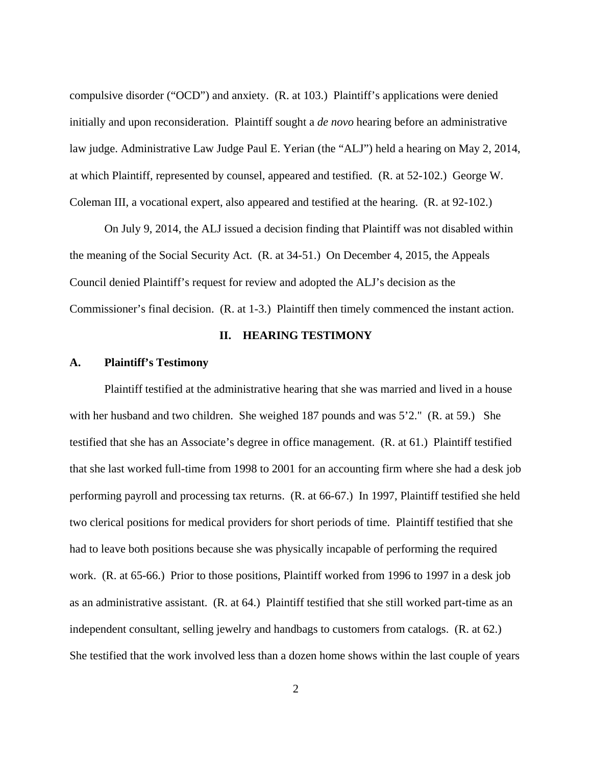compulsive disorder ("OCD") and anxiety. (R. at 103.) Plaintiff's applications were denied initially and upon reconsideration. Plaintiff sought a *de novo* hearing before an administrative law judge. Administrative Law Judge Paul E. Yerian (the "ALJ") held a hearing on May 2, 2014, at which Plaintiff, represented by counsel, appeared and testified. (R. at 52-102.) George W. Coleman III, a vocational expert, also appeared and testified at the hearing. (R. at 92-102.)

On July 9, 2014, the ALJ issued a decision finding that Plaintiff was not disabled within the meaning of the Social Security Act. (R. at 34-51.) On December 4, 2015, the Appeals Council denied Plaintiff's request for review and adopted the ALJ's decision as the Commissioner's final decision. (R. at 1-3.) Plaintiff then timely commenced the instant action.

## II. HEARING TESTIMONY

### A. Plaintiff's Testimony

Plaintiff testified at the administrative hearing that she was married and lived in a house with her husband and two children. She weighed 187 pounds and was 5'2." (R. at 59.) She testified that she has an Associate's degree in office management. (R. at 61.) Plaintiff testified that she last worked full-time from 1998 to 2001 for an accounting firm where she had a desk job performing payroll and processing tax returns. (R. at 66-67.) In 1997, Plaintiff testified she held two clerical positions for medical providers for short periods of time. Plaintiff testified that she had to leave both positions because she was physically incapable of performing the required work. (R. at 65-66.) Prior to those positions, Plaintiff worked from 1996 to 1997 in a desk job as an administrative assistant. (R. at 64.) Plaintiff testified that she still worked part-time as an independent consultant, selling jewelry and handbags to customers from catalogs. (R. at 62.) She testified that the work involved less than a dozen home shows within the last couple of years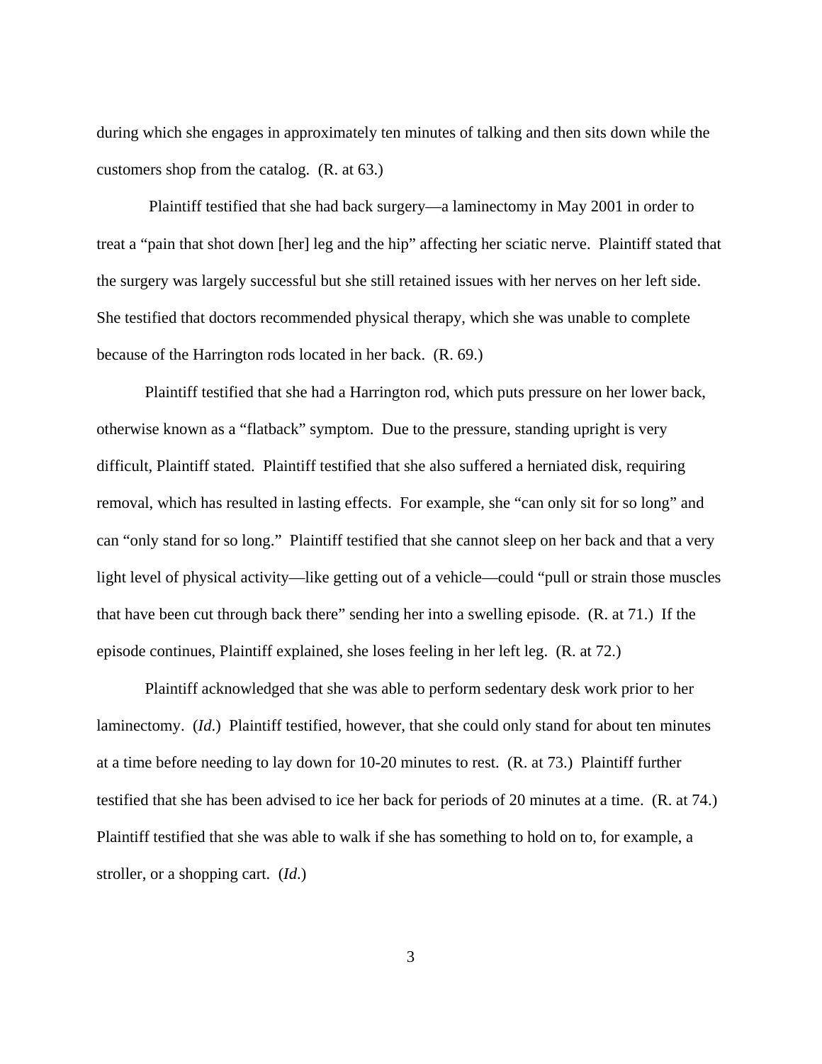during which she engages in approximately ten minutes of talking and then sits down while the customers shop from the catalog. (R. at 63.)

Plaintiff testified that she had back surgery—a laminectomy in May 2001 in order to treat a "pain that shot down [her] leg and the hip" affecting her sciatic nerve. Plaintiff stated that the surgery was largely successful but she still retained issues with her nerves on her left side. She testified that doctors recommended physical therapy, which she was unable to complete because of the Harrington rods located in her back. (R. 69.)

Plaintiff testified that she had a Harrington rod, which puts pressure on her lower back, otherwise known as a "flatback" symptom. Due to the pressure, standing upright is very difficult, Plaintiff stated. Plaintiff testified that she also suffered a herniated disk, requiring removal, which has resulted in lasting effects. For example, she "can only sit for so long" and can "only stand for so long." Plaintiff testified that she cannot sleep on her back and that a very light level of physical activity—like getting out of a vehicle—could "pull or strain those muscles that have been cut through back there" sending her into a swelling episode. (R. at 71.) If the episode continues, Plaintiff explained, she loses feeling in her left leg. (R. at 72.)

Plaintiff acknowledged that she was able to perform sedentary desk work prior to her laminectomy. (*Id.*) Plaintiff testified, however, that she could only stand for about ten minutes at a time before needing to lay down for 10-20 minutes to rest. (R. at 73.) Plaintiff further testified that she has been advised to ice her back for periods of 20 minutes at a time. (R. at 74.) Plaintiff testified that she was able to walk if she has something to hold on to, for example, a stroller, or a shopping cart. (*Id.*)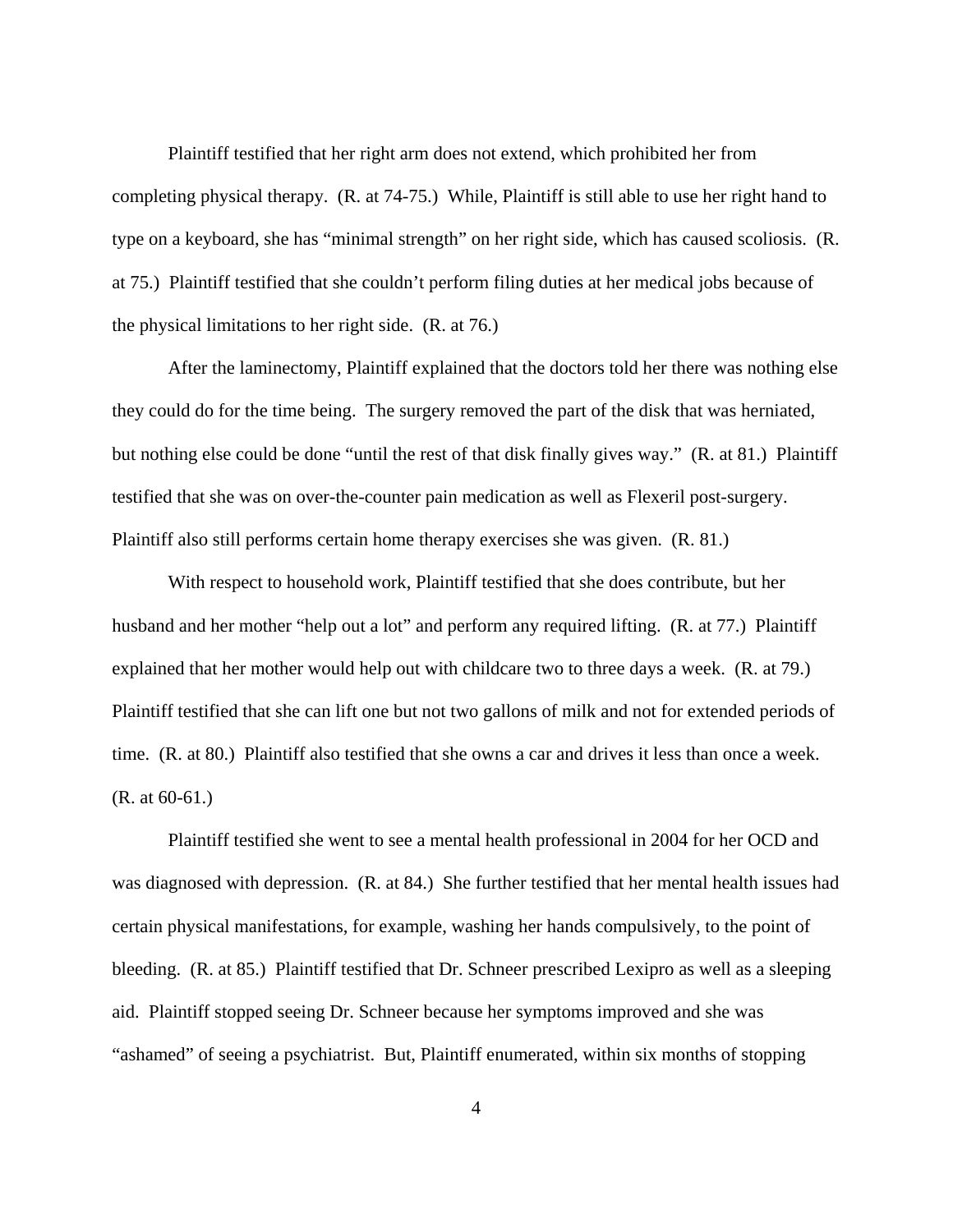Plaintiff testified that her right arm does not extend, which prohibited her from completing physical therapy. (R. at 74-75.) While, Plaintiff is still able to use her right hand to type on a keyboard, she has "minimal strength" on her right side, which has caused scoliosis. (R. at 75.) Plaintiff testified that she couldn't perform filing duties at her medical jobs because of the physical limitations to her right side. (R. at 76.)

After the laminectomy, Plaintiff explained that the doctors told her there was nothing else they could do for the time being. The surgery removed the part of the disk that was herniated, but nothing else could be done "until the rest of that disk finally gives way." (R. at 81.) Plaintiff testified that she was on over-the-counter pain medication as well as Flexeril post-surgery. Plaintiff also still performs certain home therapy exercises she was given. (R. 81.)

With respect to household work, Plaintiff testified that she does contribute, but her husband and her mother "help out a lot" and perform any required lifting. (R. at 77.) Plaintiff explained that her mother would help out with childcare two to three days a week. (R. at 79.) Plaintiff testified that she can lift one but not two gallons of milk and not for extended periods of time. (R. at 80.) Plaintiff also testified that she owns a car and drives it less than once a week. (R. at 60-61.)

Plaintiff testified she went to see a mental health professional in 2004 for her OCD and was diagnosed with depression. (R. at 84.) She further testified that her mental health issues had certain physical manifestations, for example, washing her hands compulsively, to the point of bleeding. (R. at 85.) Plaintiff testified that Dr. Schneer prescribed Lexipro as well as a sleeping aid. Plaintiff stopped seeing Dr. Schneer because her symptoms improved and she was "ashamed" of seeing a psychiatrist. But, Plaintiff enumerated, within six months of stopping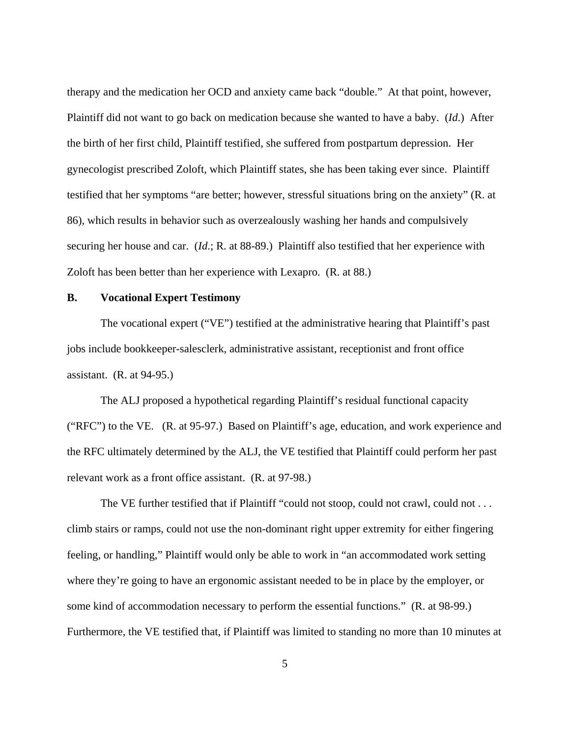therapy and the medication her OCD and anxiety came back "double." At that point, however, Plaintiff did not want to go back on medication because she wanted to have a baby. (*Id.*) After the birth of her first child, Plaintiff testified, she suffered from postpartum depression. Her gynecologist prescribed Zoloft, which Plaintiff states, she has been taking ever since. Plaintiff testified that her symptoms "are better; however, stressful situations bring on the anxiety" (R. at 86), which results in behavior such as overzealously washing her hands and compulsively securing her house and car. (*Id.*; R. at 88-89.) Plaintiff also testified that her experience with Zoloft has been better than her experience with Lexapro. (R. at 88.)

**B. Vocational Expert Testimony**

The vocational expert ("VE") testified at the administrative hearing that Plaintiff's past jobs include bookkeeper-salesclerk, administrative assistant, receptionist and front office assistant. (R. at 94-95.)

The ALJ proposed a hypothetical regarding Plaintiff's residual functional capacity ("RFC") to the VE. (R. at 95-97.) Based on Plaintiff's age, education, and work experience and the RFC ultimately determined by the ALJ, the VE testified that Plaintiff could perform her past relevant work as a front office assistant. (R. at 97-98.)

The VE further testified that if Plaintiff "could not stoop, could not crawl, could not . . . climb stairs or ramps, could not use the non-dominant right upper extremity for either fingering feeling, or handling," Plaintiff would only be able to work in "an accommodated work setting where they're going to have an ergonomic assistant needed to be in place by the employer, or some kind of accommodation necessary to perform the essential functions." (R. at 98-99.) Furthermore, the VE testified that, if Plaintiff was limited to standing no more than 10 minutes at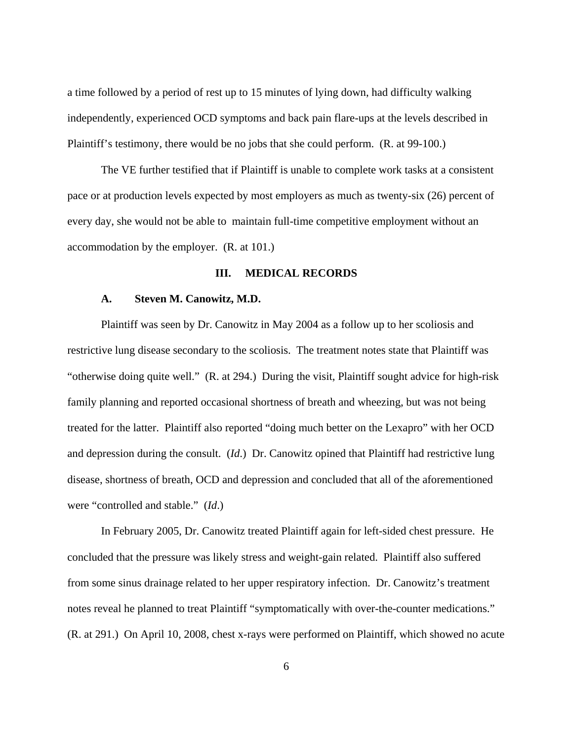a time followed by a period of rest up to 15 minutes of lying down, had difficulty walking independently, experienced OCD symptoms and back pain flare-ups at the levels described in Plaintiff's testimony, there would be no jobs that she could perform. (R. at 99-100.)

The VE further testified that if Plaintiff is unable to complete work tasks at a consistent pace or at production levels expected by most employers as much as twenty-six (26) percent of every day, she would not be able to maintain full-time competitive employment without an accommodation by the employer. (R. at 101.)

## III. MEDICAL RECORDS

### A. Steven M. Canowitz, M.D.

Plaintiff was seen by Dr. Canowitz in May 2004 as a follow up to her scoliosis and restrictive lung disease secondary to the scoliosis. The treatment notes state that Plaintiff was "otherwise doing quite well." (R. at 294.) During the visit, Plaintiff sought advice for high-risk family planning and reported occasional shortness of breath and wheezing, but was not being treated for the latter. Plaintiff also reported "doing much better on the Lexapro" with her OCD and depression during the consult. (*Id*.) Dr. Canowitz opined that Plaintiff had restrictive lung disease, shortness of breath, OCD and depression and concluded that all of the aforementioned were "controlled and stable." (*Id*.)

In February 2005, Dr. Canowitz treated Plaintiff again for left-sided chest pressure. He concluded that the pressure was likely stress and weight-gain related. Plaintiff also suffered from some sinus drainage related to her upper respiratory infection. Dr. Canowitz's treatment notes reveal he planned to treat Plaintiff "symptomatically with over-the-counter medications." (R. at 291.) On April 10, 2008, chest x-rays were performed on Plaintiff, which showed no acute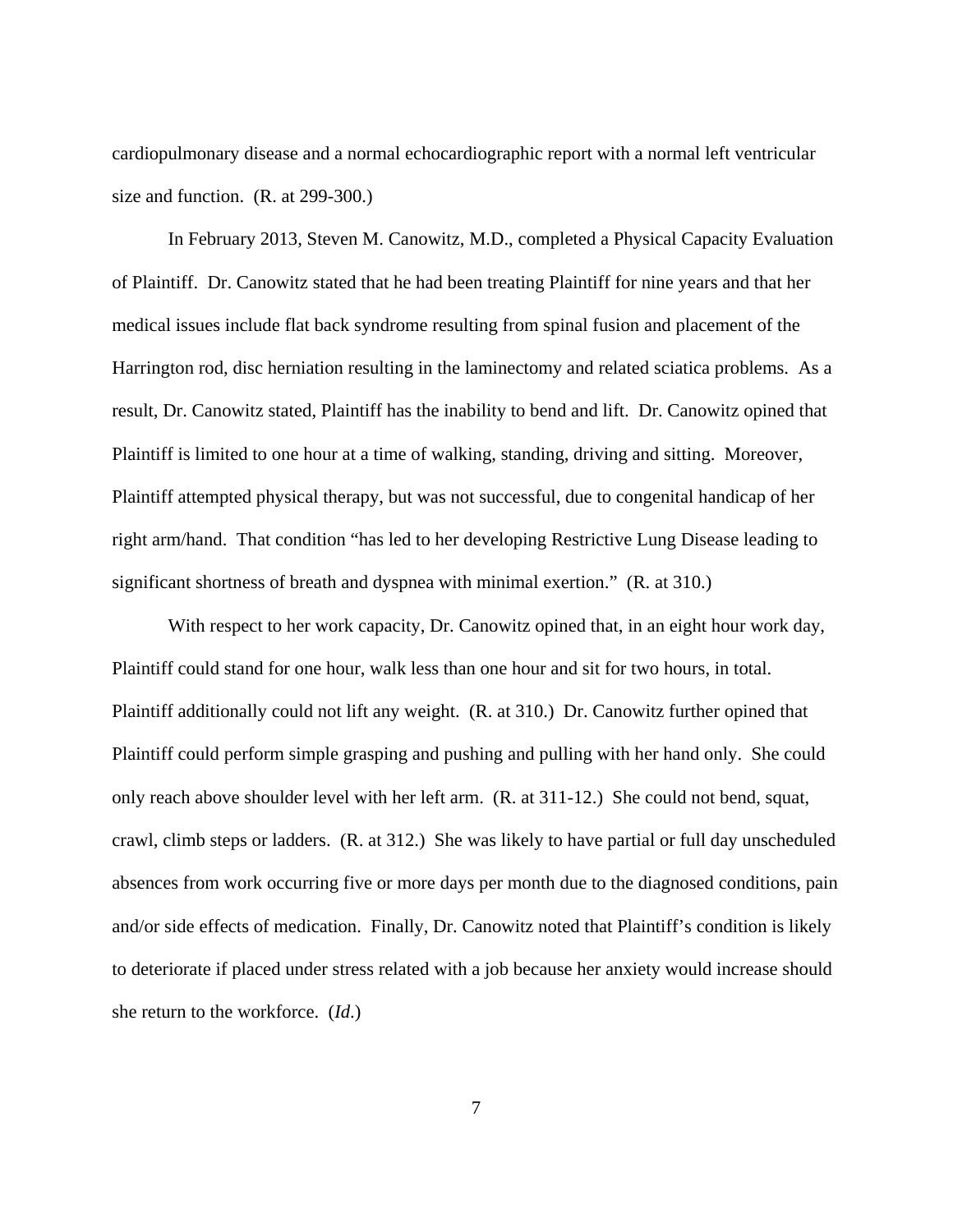cardiopulmonary disease and a normal echocardiographic report with a normal left ventricular size and function. (R. at 299-300.)

In February 2013, Steven M. Canowitz, M.D., completed a Physical Capacity Evaluation of Plaintiff. Dr. Canowitz stated that he had been treating Plaintiff for nine years and that her medical issues include flat back syndrome resulting from spinal fusion and placement of the Harrington rod, disc herniation resulting in the laminectomy and related sciatica problems. As a result, Dr. Canowitz stated, Plaintiff has the inability to bend and lift. Dr. Canowitz opined that Plaintiff is limited to one hour at a time of walking, standing, driving and sitting. Moreover, Plaintiff attempted physical therapy, but was not successful, due to congenital handicap of her right arm/hand. That condition "has led to her developing Restrictive Lung Disease leading to significant shortness of breath and dyspnea with minimal exertion." (R. at 310.)

With respect to her work capacity, Dr. Canowitz opined that, in an eight hour work day, Plaintiff could stand for one hour, walk less than one hour and sit for two hours, in total. Plaintiff additionally could not lift any weight. (R. at 310.) Dr. Canowitz further opined that Plaintiff could perform simple grasping and pushing and pulling with her hand only. She could only reach above shoulder level with her left arm. (R. at 311-12.) She could not bend, squat, crawl, climb steps or ladders. (R. at 312.) She was likely to have partial or full day unscheduled absences from work occurring five or more days per month due to the diagnosed conditions, pain and/or side effects of medication. Finally, Dr. Canowitz noted that Plaintiff's condition is likely to deteriorate if placed under stress related with a job because her anxiety would increase should she return to the workforce. (*Id*.)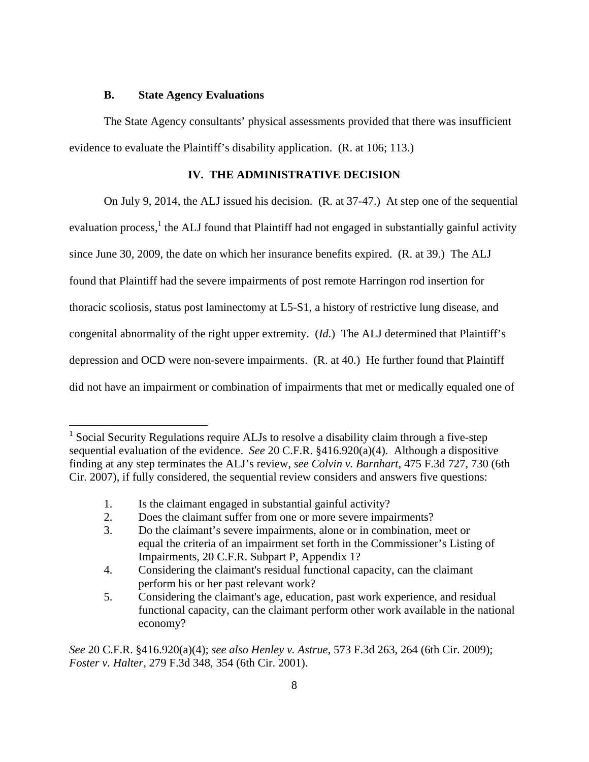### B. State Agency Evaluations

The State Agency consultants' physical assessments provided that there was insufficient evidence to evaluate the Plaintiff's disability application. (R. at 106; 113.)

## IV. THE ADMINISTRATIVE DECISION

On July 9, 2014, the ALJ issued his decision. (R. at 37-47.) At step one of the sequential evaluation process,[1] the ALJ found that Plaintiff had not engaged in substantially gainful activity since June 30, 2009, the date on which her insurance benefits expired. (R. at 39.) The ALJ found that Plaintiff had the severe impairments of post remote Harringon rod insertion for thoracic scoliosis, status post laminectomy at L5-S1, a history of restrictive lung disease, and congenital abnormality of the right upper extremity. (*Id.*) The ALJ determined that Plaintiff's depression and OCD were non-severe impairments. (R. at 40.) He further found that Plaintiff did not have an impairment or combination of impairments that met or medically equaled one of

---

[1] Social Security Regulations require ALJs to resolve a disability claim through a five-step sequential evaluation of the evidence. *See* 20 C.F.R. §416.920(a)(4). Although a dispositive finding at any step terminates the ALJ's review, *see Colvin v. Barnhart*, 475 F.3d 727, 730 (6th Cir. 2007), if fully considered, the sequential review considers and answers five questions:

1. Is the claimant engaged in substantial gainful activity?
2. Does the claimant suffer from one or more severe impairments?
3. Do the claimant's severe impairments, alone or in combination, meet or equal the criteria of an impairment set forth in the Commissioner's Listing of Impairments, 20 C.F.R. Subpart P, Appendix 1?
4. Considering the claimant's residual functional capacity, can the claimant perform his or her past relevant work?
5. Considering the claimant's age, education, past work experience, and residual functional capacity, can the claimant perform other work available in the national economy?

*See* 20 C.F.R. §416.920(a)(4); *see also Henley v. Astrue*, 573 F.3d 263, 264 (6th Cir. 2009); *Foster v. Halter*, 279 F.3d 348, 354 (6th Cir. 2001).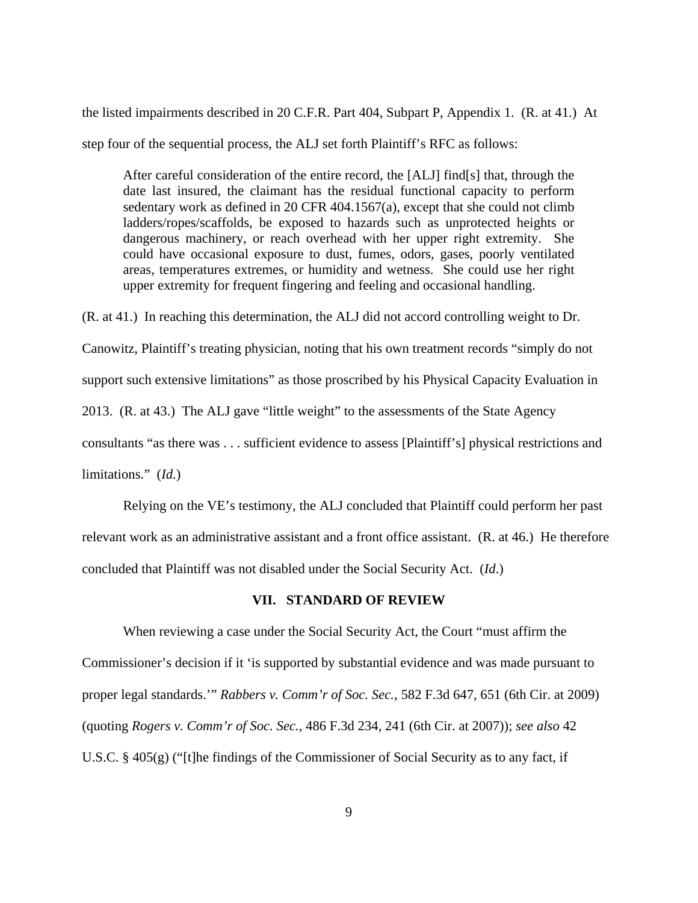the listed impairments described in 20 C.F.R. Part 404, Subpart P, Appendix 1. (R. at 41.) At step four of the sequential process, the ALJ set forth Plaintiff's RFC as follows:

> After careful consideration of the entire record, the [ALJ] find[s] that, through the date last insured, the claimant has the residual functional capacity to perform sedentary work as defined in 20 CFR 404.1567(a), except that she could not climb ladders/ropes/scaffolds, be exposed to hazards such as unprotected heights or dangerous machinery, or reach overhead with her upper right extremity. She could have occasional exposure to dust, fumes, odors, gases, poorly ventilated areas, temperatures extremes, or humidity and wetness. She could use her right upper extremity for frequent fingering and feeling and occasional handling.

(R. at 41.) In reaching this determination, the ALJ did not accord controlling weight to Dr. Canowitz, Plaintiff's treating physician, noting that his own treatment records "simply do not support such extensive limitations" as those proscribed by his Physical Capacity Evaluation in 2013. (R. at 43.) The ALJ gave "little weight" to the assessments of the State Agency consultants "as there was . . . sufficient evidence to assess [Plaintiff's] physical restrictions and limitations." (*Id.*)

Relying on the VE's testimony, the ALJ concluded that Plaintiff could perform her past relevant work as an administrative assistant and a front office assistant. (R. at 46.) He therefore concluded that Plaintiff was not disabled under the Social Security Act. (*Id*.)

## VII. STANDARD OF REVIEW

When reviewing a case under the Social Security Act, the Court "must affirm the Commissioner's decision if it 'is supported by substantial evidence and was made pursuant to proper legal standards.'" *Rabbers v. Comm'r of Soc. Sec.*, 582 F.3d 647, 651 (6th Cir. at 2009) (quoting *Rogers v. Comm'r of Soc. Sec.*, 486 F.3d 234, 241 (6th Cir. at 2007)); *see also* 42 U.S.C. § 405(g) ("[t]he findings of the Commissioner of Social Security as to any fact, if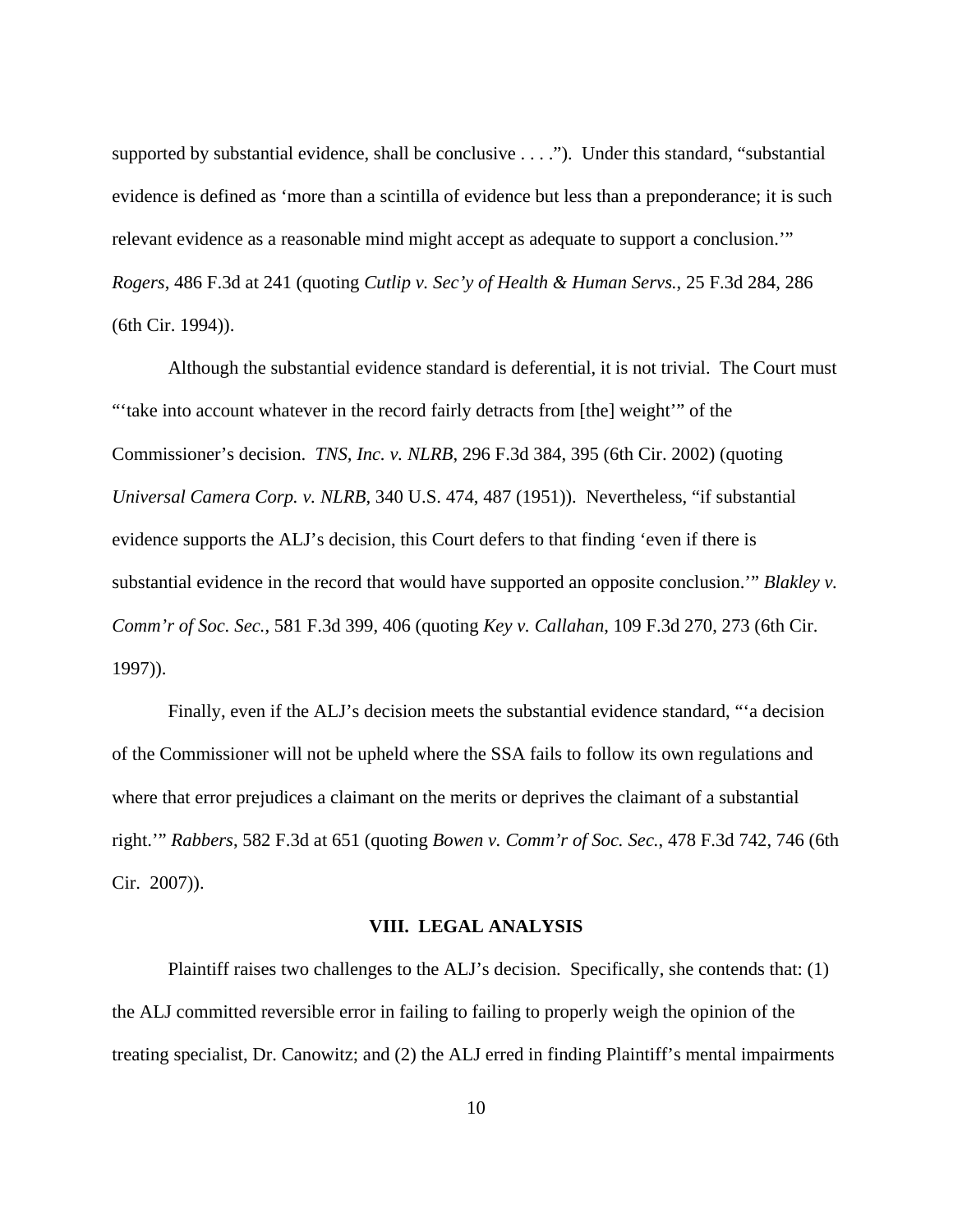supported by substantial evidence, shall be conclusive . . . ."). Under this standard, "substantial evidence is defined as 'more than a scintilla of evidence but less than a preponderance; it is such relevant evidence as a reasonable mind might accept as adequate to support a conclusion.'" *Rogers*, 486 F.3d at 241 (quoting *Cutlip v. Sec'y of Health & Human Servs.*, 25 F.3d 284, 286 (6th Cir. 1994)).

Although the substantial evidence standard is deferential, it is not trivial. The Court must "'take into account whatever in the record fairly detracts from [the] weight'" of the Commissioner's decision. *TNS, Inc. v. NLRB*, 296 F.3d 384, 395 (6th Cir. 2002) (quoting *Universal Camera Corp. v. NLRB*, 340 U.S. 474, 487 (1951)). Nevertheless, "if substantial evidence supports the ALJ's decision, this Court defers to that finding 'even if there is substantial evidence in the record that would have supported an opposite conclusion.'" *Blakley v. Comm'r of Soc. Sec.*, 581 F.3d 399, 406 (quoting *Key v. Callahan*, 109 F.3d 270, 273 (6th Cir. 1997)).

Finally, even if the ALJ's decision meets the substantial evidence standard, "'a decision of the Commissioner will not be upheld where the SSA fails to follow its own regulations and where that error prejudices a claimant on the merits or deprives the claimant of a substantial right.'" *Rabbers*, 582 F.3d at 651 (quoting *Bowen v. Comm'r of Soc. Sec.*, 478 F.3d 742, 746 (6th Cir. 2007)).

## VIII. LEGAL ANALYSIS

Plaintiff raises two challenges to the ALJ's decision. Specifically, she contends that: (1) the ALJ committed reversible error in failing to failing to properly weigh the opinion of the treating specialist, Dr. Canowitz; and (2) the ALJ erred in finding Plaintiff's mental impairments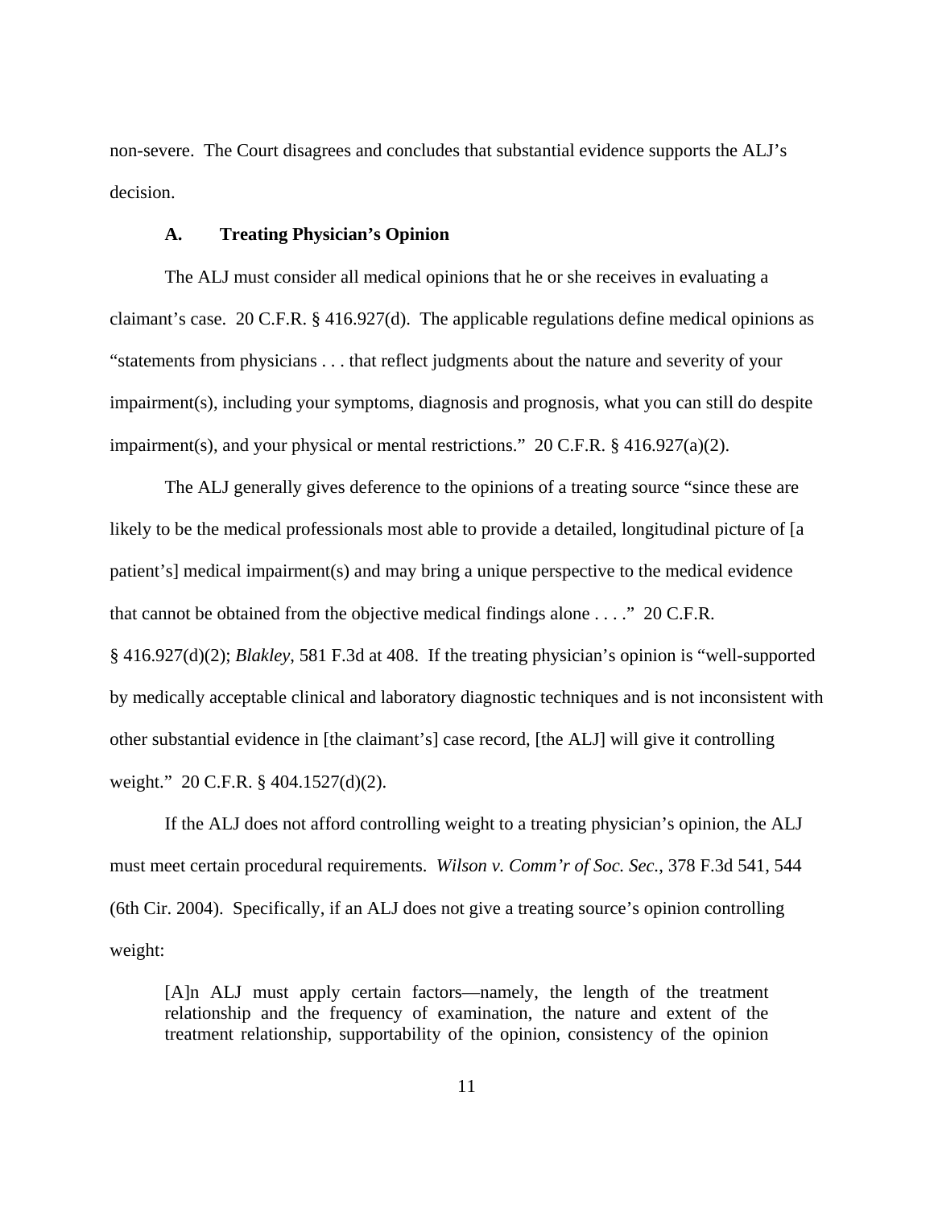non-severe. The Court disagrees and concludes that substantial evidence supports the ALJ's decision.

### A. Treating Physician's Opinion

The ALJ must consider all medical opinions that he or she receives in evaluating a claimant's case. 20 C.F.R. § 416.927(d). The applicable regulations define medical opinions as "statements from physicians . . . that reflect judgments about the nature and severity of your impairment(s), including your symptoms, diagnosis and prognosis, what you can still do despite impairment(s), and your physical or mental restrictions." 20 C.F.R. § 416.927(a)(2).

The ALJ generally gives deference to the opinions of a treating source "since these are likely to be the medical professionals most able to provide a detailed, longitudinal picture of [a patient's] medical impairment(s) and may bring a unique perspective to the medical evidence that cannot be obtained from the objective medical findings alone . . . ." 20 C.F.R. § 416.927(d)(2); *Blakley*, 581 F.3d at 408. If the treating physician's opinion is "well-supported by medically acceptable clinical and laboratory diagnostic techniques and is not inconsistent with other substantial evidence in [the claimant's] case record, [the ALJ] will give it controlling weight." 20 C.F.R. § 404.1527(d)(2).

If the ALJ does not afford controlling weight to a treating physician's opinion, the ALJ must meet certain procedural requirements. *Wilson v. Comm'r of Soc. Sec.*, 378 F.3d 541, 544 (6th Cir. 2004). Specifically, if an ALJ does not give a treating source's opinion controlling weight:

> [A]n ALJ must apply certain factors—namely, the length of the treatment relationship and the frequency of examination, the nature and extent of the treatment relationship, supportability of the opinion, consistency of the opinion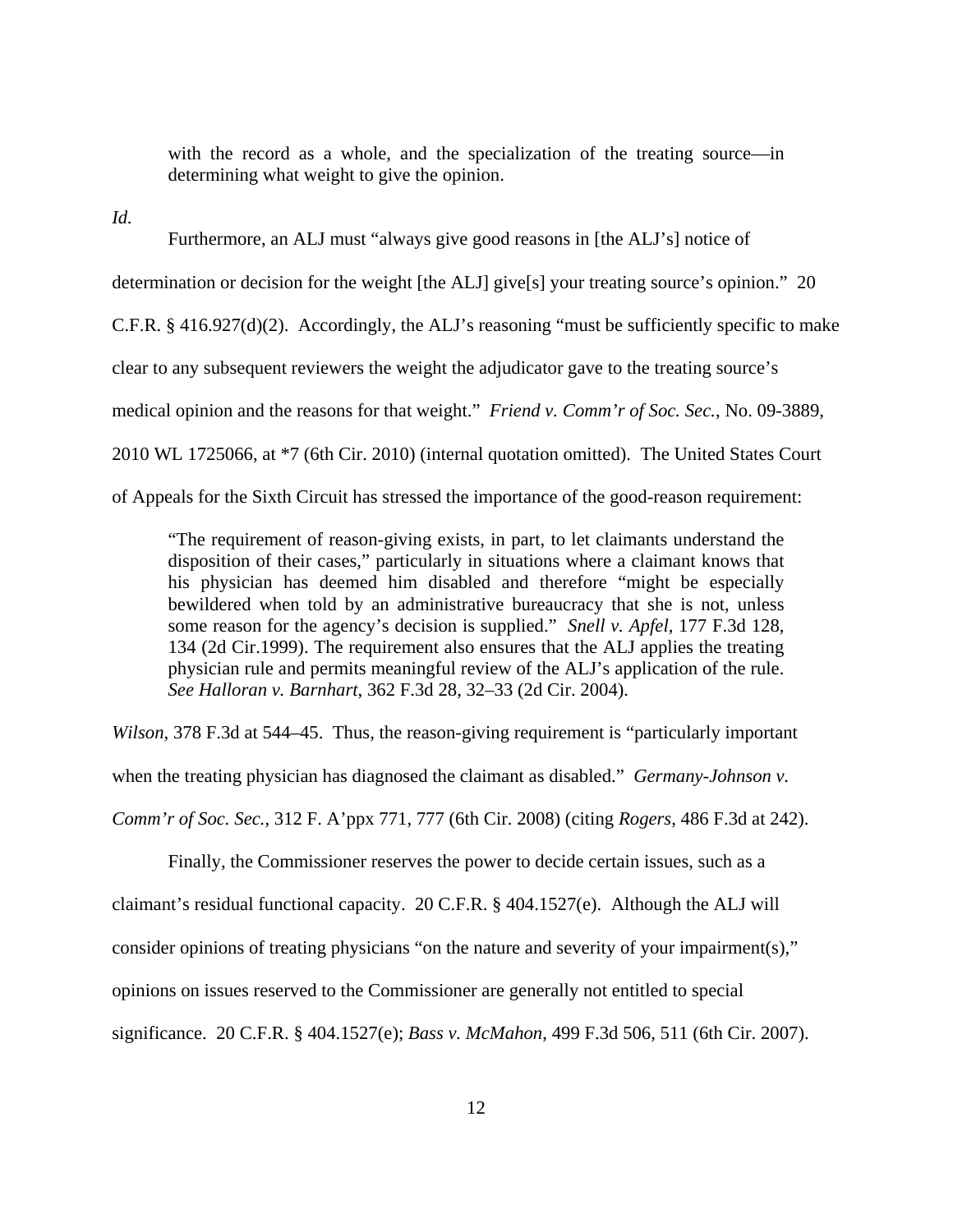> with the record as a whole, and the specialization of the treating source—in determining what weight to give the opinion.

*Id.*

Furthermore, an ALJ must "always give good reasons in [the ALJ's] notice of determination or decision for the weight [the ALJ] give[s] your treating source's opinion." 20 C.F.R. § 416.927(d)(2). Accordingly, the ALJ's reasoning "must be sufficiently specific to make clear to any subsequent reviewers the weight the adjudicator gave to the treating source's medical opinion and the reasons for that weight." *Friend v. Comm'r of Soc. Sec.*, No. 09-3889, 2010 WL 1725066, at *7 (6th Cir. 2010) (internal quotation omitted). The United States Court of Appeals for the Sixth Circuit has stressed the importance of the good-reason requirement:

> "The requirement of reason-giving exists, in part, to let claimants understand the disposition of their cases," particularly in situations where a claimant knows that his physician has deemed him disabled and therefore "might be especially bewildered when told by an administrative bureaucracy that she is not, unless some reason for the agency's decision is supplied." *Snell v. Apfel*, 177 F.3d 128, 134 (2d Cir.1999). The requirement also ensures that the ALJ applies the treating physician rule and permits meaningful review of the ALJ's application of the rule. *See Halloran v. Barnhart*, 362 F.3d 28, 32–33 (2d Cir. 2004).

*Wilson*, 378 F.3d at 544–45. Thus, the reason-giving requirement is "particularly important when the treating physician has diagnosed the claimant as disabled." *Germany-Johnson v. Comm'r of Soc. Sec.*, 312 F. A'ppx 771, 777 (6th Cir. 2008) (citing *Rogers*, 486 F.3d at 242).

Finally, the Commissioner reserves the power to decide certain issues, such as a claimant's residual functional capacity. 20 C.F.R. § 404.1527(e). Although the ALJ will consider opinions of treating physicians "on the nature and severity of your impairment(s)," opinions on issues reserved to the Commissioner are generally not entitled to special significance. 20 C.F.R. § 404.1527(e); *Bass v. McMahon*, 499 F.3d 506, 511 (6th Cir. 2007).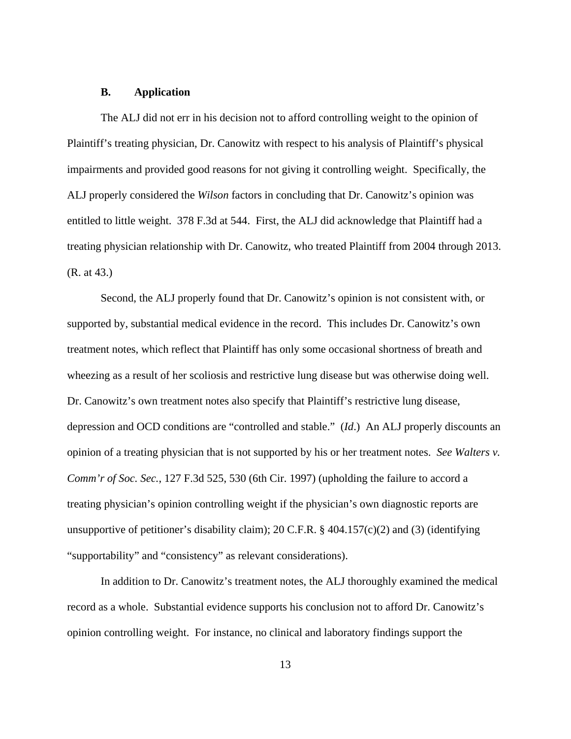### B. Application

The ALJ did not err in his decision not to afford controlling weight to the opinion of Plaintiff's treating physician, Dr. Canowitz with respect to his analysis of Plaintiff's physical impairments and provided good reasons for not giving it controlling weight. Specifically, the ALJ properly considered the *Wilson* factors in concluding that Dr. Canowitz's opinion was entitled to little weight. 378 F.3d at 544. First, the ALJ did acknowledge that Plaintiff had a treating physician relationship with Dr. Canowitz, who treated Plaintiff from 2004 through 2013. (R. at 43.)

Second, the ALJ properly found that Dr. Canowitz's opinion is not consistent with, or supported by, substantial medical evidence in the record. This includes Dr. Canowitz's own treatment notes, which reflect that Plaintiff has only some occasional shortness of breath and wheezing as a result of her scoliosis and restrictive lung disease but was otherwise doing well. Dr. Canowitz's own treatment notes also specify that Plaintiff's restrictive lung disease, depression and OCD conditions are "controlled and stable." (*Id*.) An ALJ properly discounts an opinion of a treating physician that is not supported by his or her treatment notes. *See Walters v. Comm'r of Soc. Sec.*, 127 F.3d 525, 530 (6th Cir. 1997) (upholding the failure to accord a treating physician's opinion controlling weight if the physician's own diagnostic reports are unsupportive of petitioner's disability claim); 20 C.F.R. § 404.157(c)(2) and (3) (identifying "supportability" and "consistency" as relevant considerations).

In addition to Dr. Canowitz's treatment notes, the ALJ thoroughly examined the medical record as a whole. Substantial evidence supports his conclusion not to afford Dr. Canowitz's opinion controlling weight. For instance, no clinical and laboratory findings support the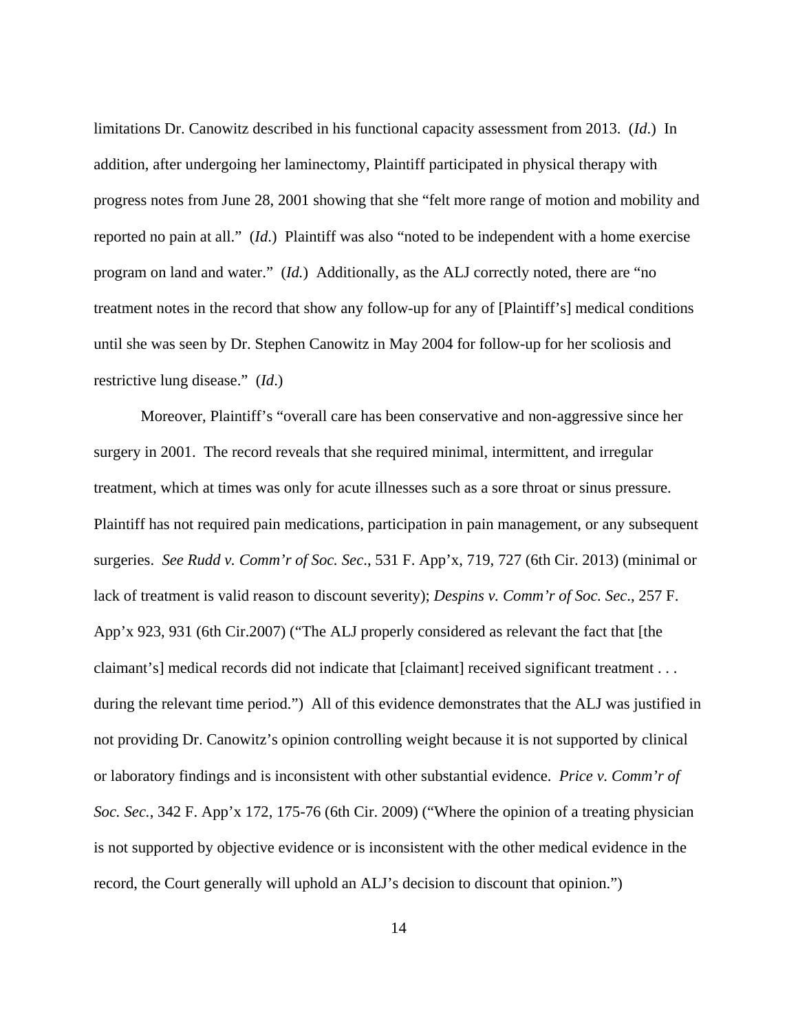limitations Dr. Canowitz described in his functional capacity assessment from 2013. (*Id*.) In addition, after undergoing her laminectomy, Plaintiff participated in physical therapy with progress notes from June 28, 2001 showing that she "felt more range of motion and mobility and reported no pain at all." (*Id*.) Plaintiff was also "noted to be independent with a home exercise program on land and water." (*Id.*) Additionally, as the ALJ correctly noted, there are "no treatment notes in the record that show any follow-up for any of [Plaintiff's] medical conditions until she was seen by Dr. Stephen Canowitz in May 2004 for follow-up for her scoliosis and restrictive lung disease." (*Id*.)

Moreover, Plaintiff's "overall care has been conservative and non-aggressive since her surgery in 2001. The record reveals that she required minimal, intermittent, and irregular treatment, which at times was only for acute illnesses such as a sore throat or sinus pressure. Plaintiff has not required pain medications, participation in pain management, or any subsequent surgeries. *See Rudd v. Comm'r of Soc. Sec*., 531 F. App'x, 719, 727 (6th Cir. 2013) (minimal or lack of treatment is valid reason to discount severity); *Despins v. Comm'r of Soc. Sec*., 257 F. App'x 923, 931 (6th Cir.2007) ("The ALJ properly considered as relevant the fact that [the claimant's] medical records did not indicate that [claimant] received significant treatment . . . during the relevant time period.") All of this evidence demonstrates that the ALJ was justified in not providing Dr. Canowitz's opinion controlling weight because it is not supported by clinical or laboratory findings and is inconsistent with other substantial evidence. *Price v. Comm'r of Soc. Sec.*, 342 F. App'x 172, 175-76 (6th Cir. 2009) ("Where the opinion of a treating physician is not supported by objective evidence or is inconsistent with the other medical evidence in the record, the Court generally will uphold an ALJ's decision to discount that opinion.")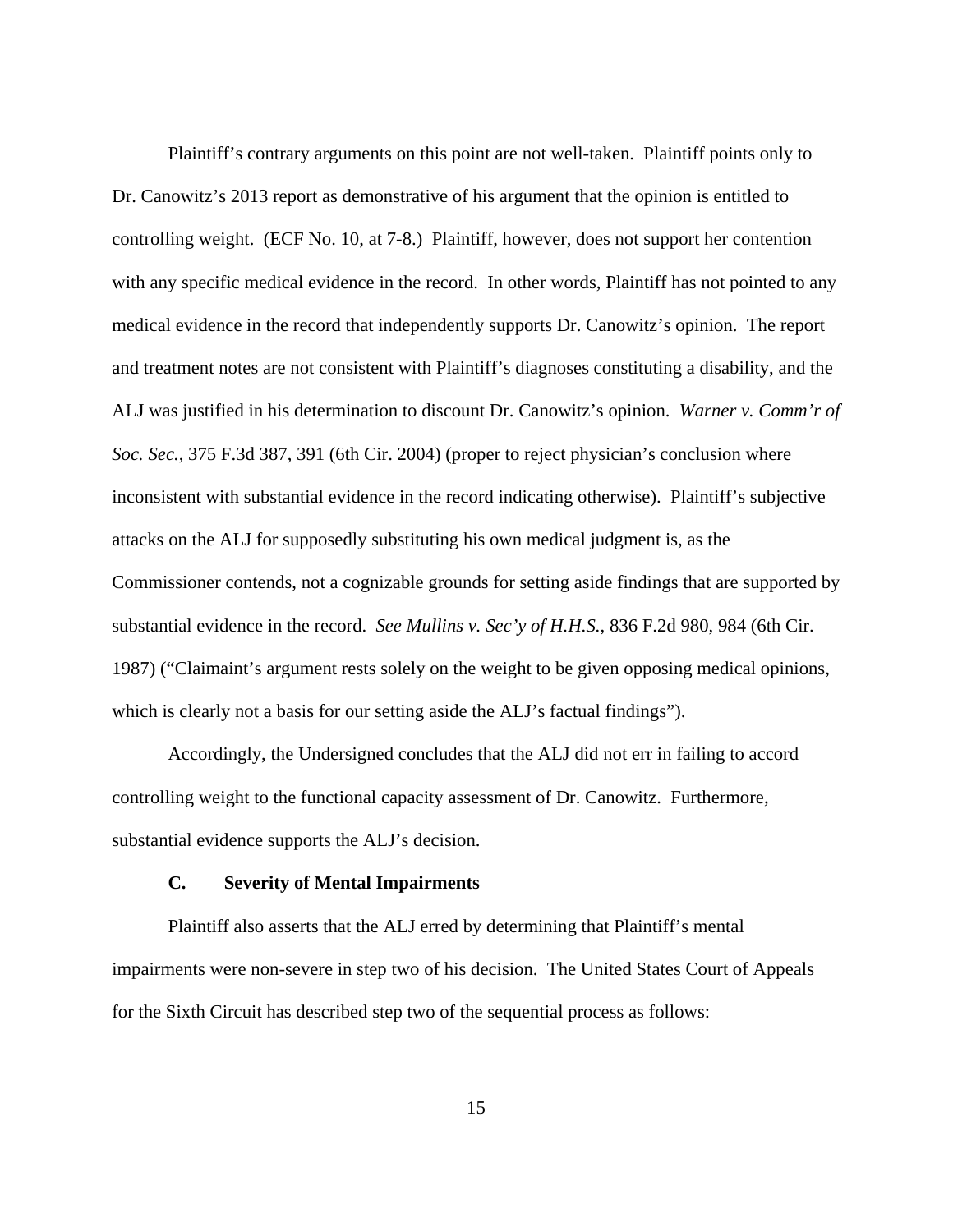Plaintiff's contrary arguments on this point are not well-taken. Plaintiff points only to Dr. Canowitz's 2013 report as demonstrative of his argument that the opinion is entitled to controlling weight. (ECF No. 10, at 7-8.) Plaintiff, however, does not support her contention with any specific medical evidence in the record. In other words, Plaintiff has not pointed to any medical evidence in the record that independently supports Dr. Canowitz's opinion. The report and treatment notes are not consistent with Plaintiff's diagnoses constituting a disability, and the ALJ was justified in his determination to discount Dr. Canowitz's opinion. *Warner v. Comm'r of Soc. Sec.*, 375 F.3d 387, 391 (6th Cir. 2004) (proper to reject physician's conclusion where inconsistent with substantial evidence in the record indicating otherwise). Plaintiff's subjective attacks on the ALJ for supposedly substituting his own medical judgment is, as the Commissioner contends, not a cognizable grounds for setting aside findings that are supported by substantial evidence in the record. *See Mullins v. Sec'y of H.H.S.*, 836 F.2d 980, 984 (6th Cir. 1987) ("Claimaint's argument rests solely on the weight to be given opposing medical opinions, which is clearly not a basis for our setting aside the ALJ's factual findings").

Accordingly, the Undersigned concludes that the ALJ did not err in failing to accord controlling weight to the functional capacity assessment of Dr. Canowitz. Furthermore, substantial evidence supports the ALJ's decision.

### C. Severity of Mental Impairments

Plaintiff also asserts that the ALJ erred by determining that Plaintiff's mental impairments were non-severe in step two of his decision. The United States Court of Appeals for the Sixth Circuit has described step two of the sequential process as follows: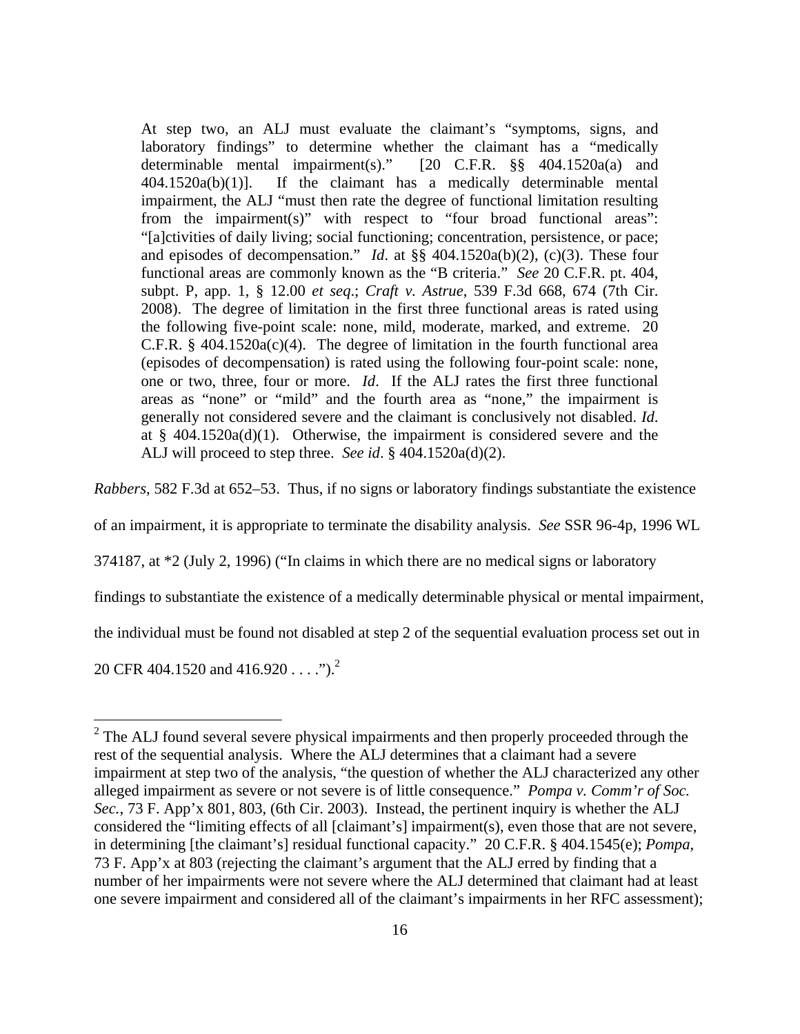> At step two, an ALJ must evaluate the claimant's "symptoms, signs, and laboratory findings" to determine whether the claimant has a "medically determinable mental impairment(s)." [20 C.F.R. §§ 404.1520a(a) and 404.1520a(b)(1)]. If the claimant has a medically determinable mental impairment, the ALJ "must then rate the degree of functional limitation resulting from the impairment(s)" with respect to "four broad functional areas": "[a]ctivities of daily living; social functioning; concentration, persistence, or pace; and episodes of decompensation." *Id*. at §§ 404.1520a(b)(2), (c)(3). These four functional areas are commonly known as the "B criteria." *See* 20 C.F.R. pt. 404, subpt. P, app. 1, § 12.00 *et seq*.; *Craft v. Astrue*, 539 F.3d 668, 674 (7th Cir. 2008). The degree of limitation in the first three functional areas is rated using the following five-point scale: none, mild, moderate, marked, and extreme. 20 C.F.R. § 404.1520a(c)(4). The degree of limitation in the fourth functional area (episodes of decompensation) is rated using the following four-point scale: none, one or two, three, four or more. *Id*. If the ALJ rates the first three functional areas as "none" or "mild" and the fourth area as "none," the impairment is generally not considered severe and the claimant is conclusively not disabled. *Id*. at § 404.1520a(d)(1). Otherwise, the impairment is considered severe and the ALJ will proceed to step three. *See id*. § 404.1520a(d)(2).

*Rabbers*, 582 F.3d at 652–53. Thus, if no signs or laboratory findings substantiate the existence of an impairment, it is appropriate to terminate the disability analysis. *See* SSR 96-4p, 1996 WL 374187, at *2 (July 2, 1996) ("In claims in which there are no medical signs or laboratory findings to substantiate the existence of a medically determinable physical or mental impairment, the individual must be found not disabled at step 2 of the sequential evaluation process set out in 20 CFR 404.1520 and 416.920 . . . .").[2]

---

[2] The ALJ found several severe physical impairments and then properly proceeded through the rest of the sequential analysis. Where the ALJ determines that a claimant had a severe impairment at step two of the analysis, "the question of whether the ALJ characterized any other alleged impairment as severe or not severe is of little consequence." *Pompa v. Comm'r of Soc. Sec.*, 73 F. App'x 801, 803, (6th Cir. 2003). Instead, the pertinent inquiry is whether the ALJ considered the "limiting effects of all [claimant's] impairment(s), even those that are not severe, in determining [the claimant's] residual functional capacity." 20 C.F.R. § 404.1545(e); *Pompa*, 73 F. App'x at 803 (rejecting the claimant's argument that the ALJ erred by finding that a number of her impairments were not severe where the ALJ determined that claimant had at least one severe impairment and considered all of the claimant's impairments in her RFC assessment);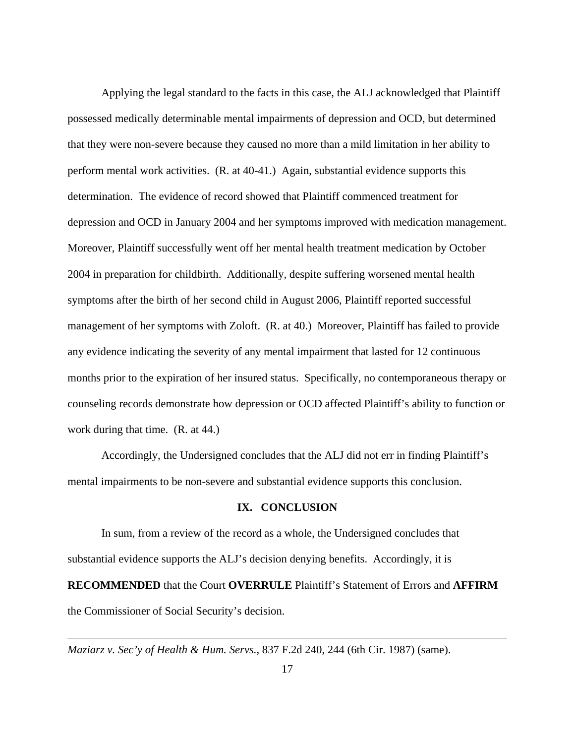Applying the legal standard to the facts in this case, the ALJ acknowledged that Plaintiff possessed medically determinable mental impairments of depression and OCD, but determined that they were non-severe because they caused no more than a mild limitation in her ability to perform mental work activities. (R. at 40-41.) Again, substantial evidence supports this determination. The evidence of record showed that Plaintiff commenced treatment for depression and OCD in January 2004 and her symptoms improved with medication management. Moreover, Plaintiff successfully went off her mental health treatment medication by October 2004 in preparation for childbirth. Additionally, despite suffering worsened mental health symptoms after the birth of her second child in August 2006, Plaintiff reported successful management of her symptoms with Zoloft. (R. at 40.) Moreover, Plaintiff has failed to provide any evidence indicating the severity of any mental impairment that lasted for 12 continuous months prior to the expiration of her insured status. Specifically, no contemporaneous therapy or counseling records demonstrate how depression or OCD affected Plaintiff's ability to function or work during that time. (R. at 44.)

Accordingly, the Undersigned concludes that the ALJ did not err in finding Plaintiff's mental impairments to be non-severe and substantial evidence supports this conclusion.

## IX. CONCLUSION

In sum, from a review of the record as a whole, the Undersigned concludes that substantial evidence supports the ALJ's decision denying benefits. Accordingly, it is **RECOMMENDED** that the Court **OVERRULE** Plaintiff's Statement of Errors and **AFFIRM** the Commissioner of Social Security's decision.

---

*Maziarz v. Sec'y of Health & Hum. Servs.*, 837 F.2d 240, 244 (6th Cir. 1987) (same).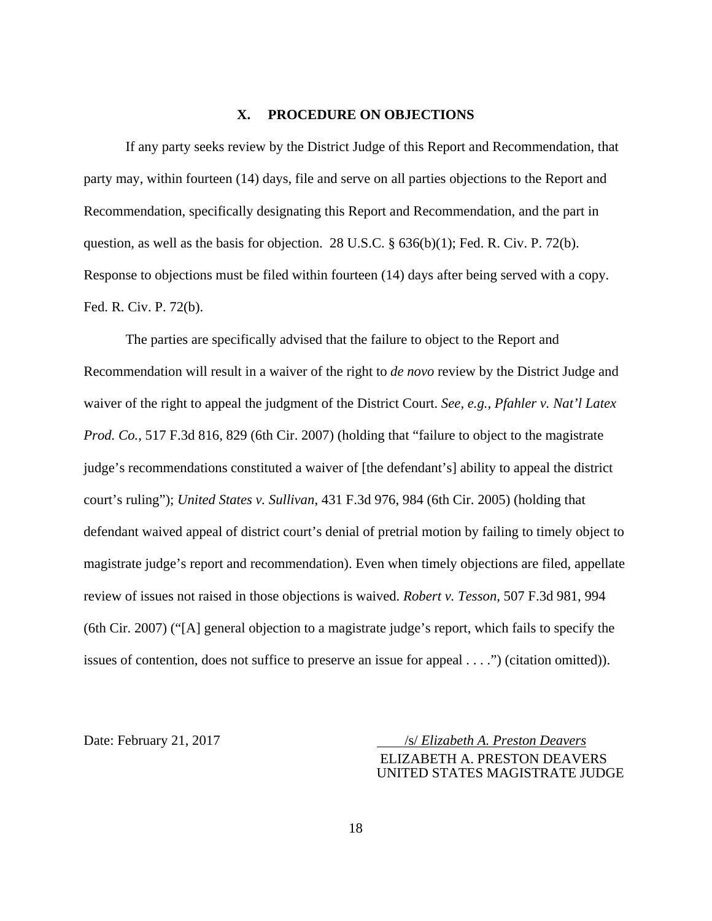## X. PROCEDURE ON OBJECTIONS

If any party seeks review by the District Judge of this Report and Recommendation, that party may, within fourteen (14) days, file and serve on all parties objections to the Report and Recommendation, specifically designating this Report and Recommendation, and the part in question, as well as the basis for objection. 28 U.S.C. § 636(b)(1); Fed. R. Civ. P. 72(b). Response to objections must be filed within fourteen (14) days after being served with a copy. Fed. R. Civ. P. 72(b).

The parties are specifically advised that the failure to object to the Report and Recommendation will result in a waiver of the right to *de novo* review by the District Judge and waiver of the right to appeal the judgment of the District Court. *See, e.g., Pfahler v. Nat'l Latex Prod. Co.*, 517 F.3d 816, 829 (6th Cir. 2007) (holding that "failure to object to the magistrate judge's recommendations constituted a waiver of [the defendant's] ability to appeal the district court's ruling"); *United States v. Sullivan*, 431 F.3d 976, 984 (6th Cir. 2005) (holding that defendant waived appeal of district court's denial of pretrial motion by failing to timely object to magistrate judge's report and recommendation). Even when timely objections are filed, appellate review of issues not raised in those objections is waived. *Robert v. Tesson*, 507 F.3d 981, 994 (6th Cir. 2007) ("[A] general objection to a magistrate judge's report, which fails to specify the issues of contention, does not suffice to preserve an issue for appeal . . . .") (citation omitted)).

Date: February 21, 2017

/s/ *Elizabeth A. Preston Deavers*
ELIZABETH A. PRESTON DEAVERS
UNITED STATES MAGISTRATE JUDGE